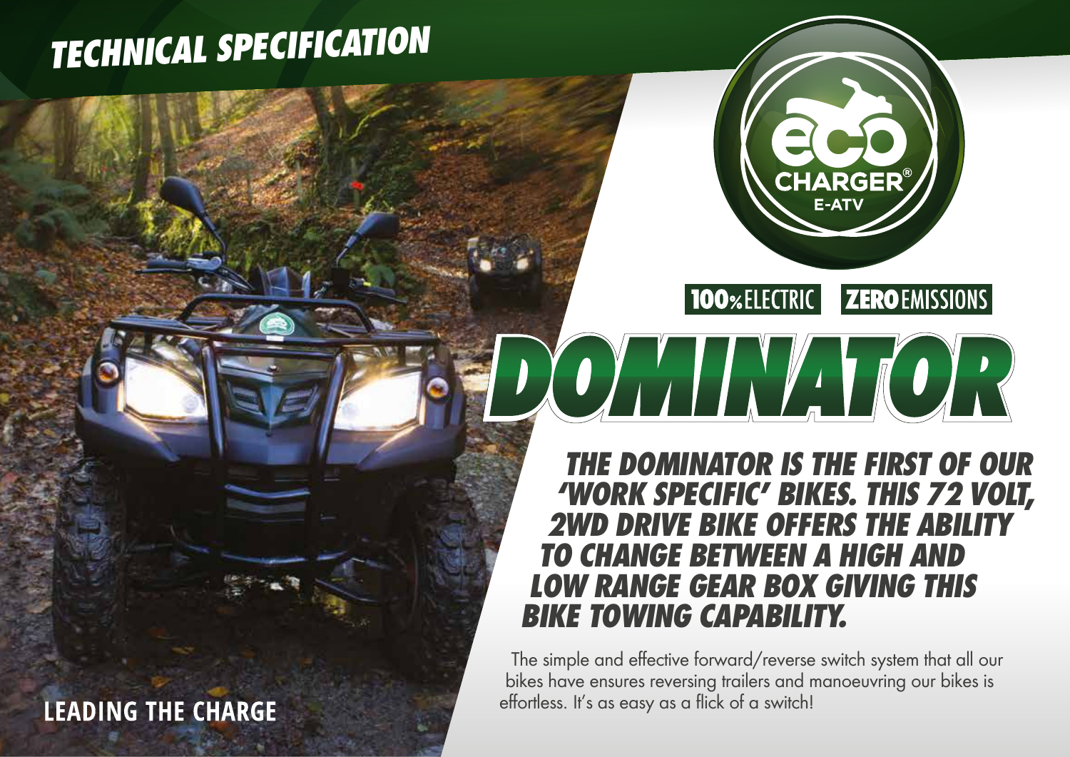# TECHNICAL SPECIFICATION

ECO CHARGER® E-ATV

100% ELECTRIC ZERO EMISSIONS

## DOMINATOR

**THE DOMINATOR IS THE FIRST OF OUR 'WORK SPECIFIC' BIKES. THIS 72 VOLT, 2WD DRIVE BIKE OFFERS THE ABILITY TO CHANGE BETWEEN A HIGH AND LOW RANGE GEAR BOX GIVING THIS BIKE TOWING CAPABILITY.**

The simple and effective forward/reverse switch system that all our bikes have ensures reversing trailers and manoeuvring our bikes is effortless. It's as easy as a flick of a switch!

LEADING THE CHARGE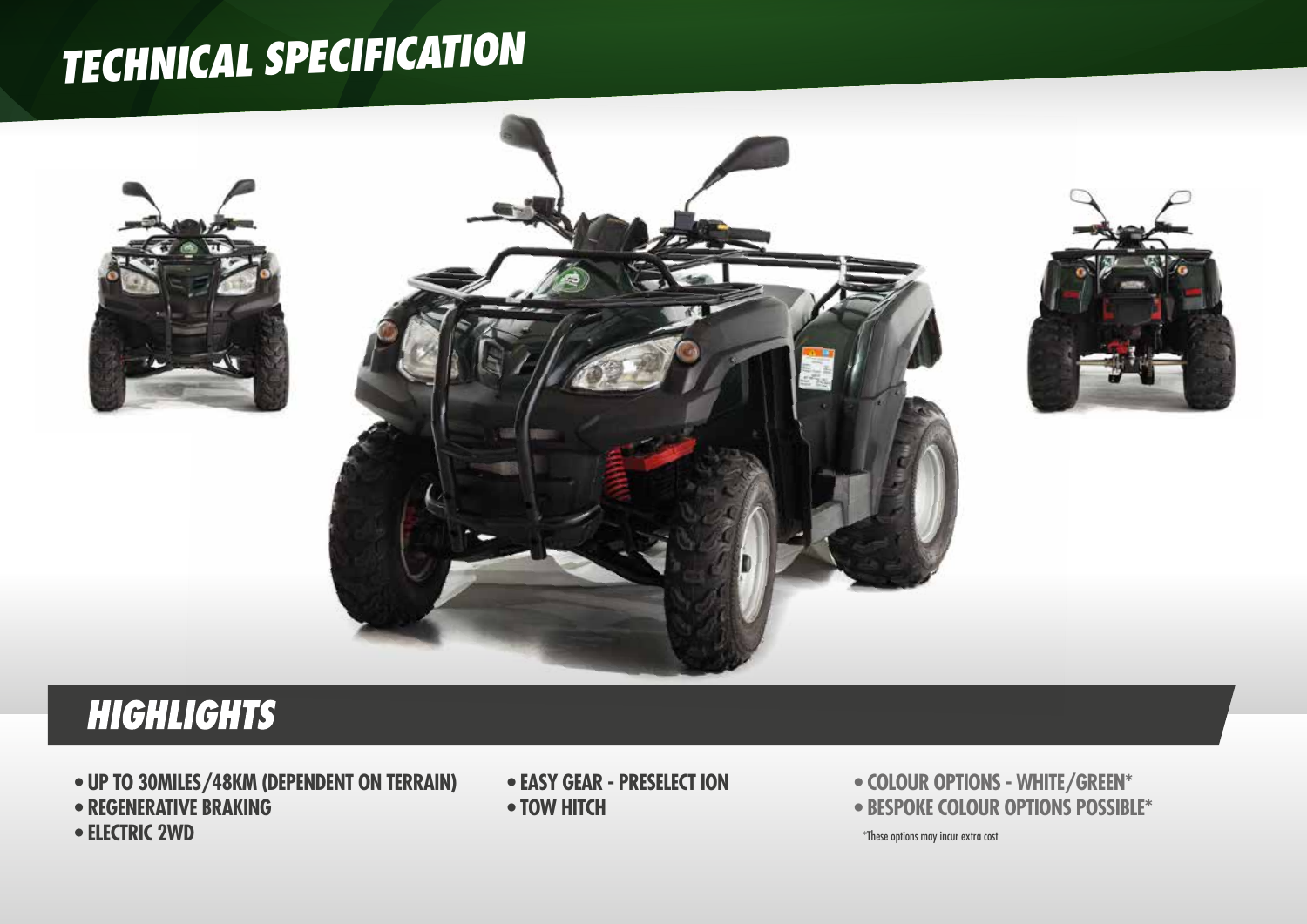# TECHNICAL SPECIFICATION

## HIGHLIGHTS

- UP TO 30MILES/48KM (DEPENDENT ON TERRAIN)
- REGENERATIVE BRAKING
- ELECTRIC 2WD
- EASY GEAR - PRESELECT ION
- TOW HITCH
- COLOUR OPTIONS - WHITE/GREEN*
- BESPOKE COLOUR OPTIONS POSSIBLE*

*These options may incur extra cost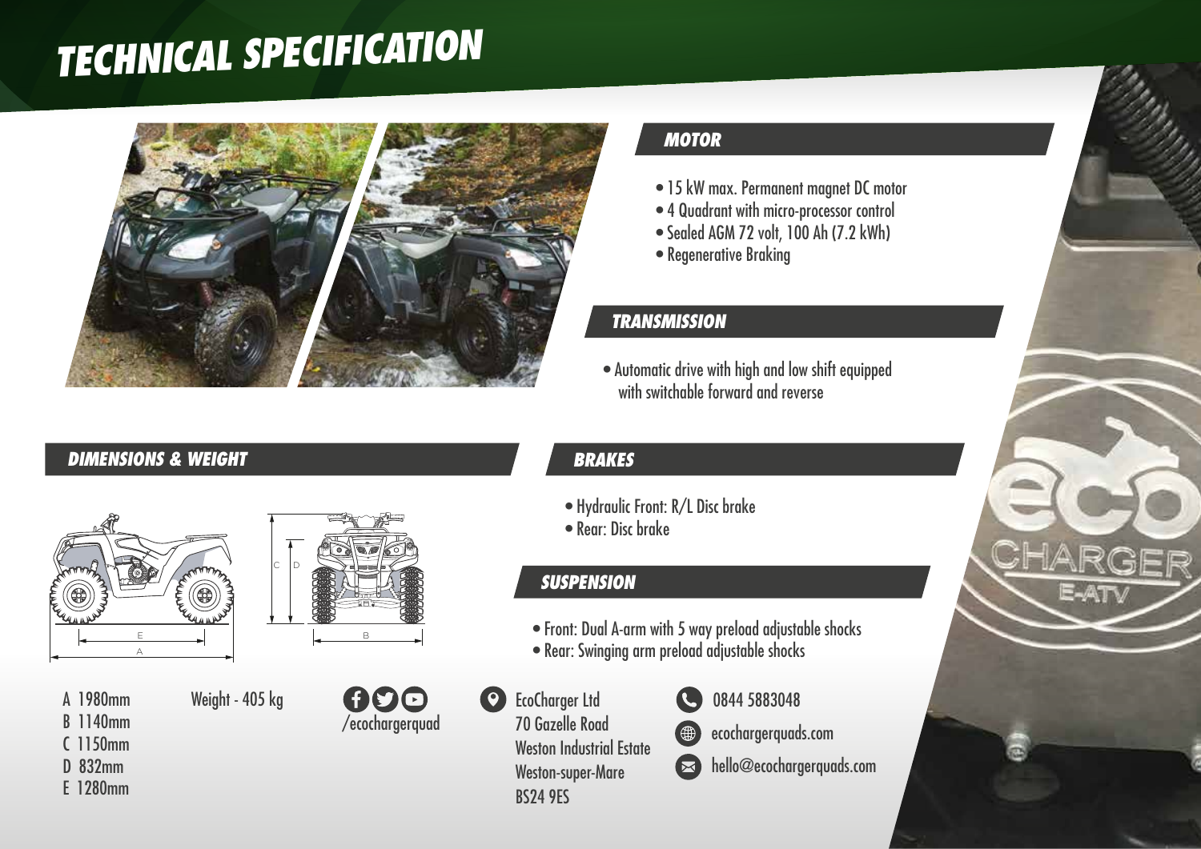# TECHNICAL SPECIFICATION

## MOTOR

- 15 kW max. Permanent magnet DC motor
- 4 Quadrant with micro-processor control
- Sealed AGM 72 volt, 100 Ah (7.2 kWh)
- Regenerative Braking

## TRANSMISSION

- Automatic drive with high and low shift equipped with switchable forward and reverse

## DIMENSIONS & WEIGHT

A 1980mm
B 1140mm
C 1150mm
D 832mm
E 1280mm

Weight - 405 kg

## BRAKES

- Hydraulic Front: R/L Disc brake
- Rear: Disc brake

## SUSPENSION

- Front: Dual A-arm with 5 way preload adjustable shocks
- Rear: Swinging arm preload adjustable shocks

/ecochargerquad

EcoCharger Ltd
70 Gazelle Road
Weston Industrial Estate
Weston-super-Mare
BS24 9ES

0844 5883048
ecochargerquads.com
hello@ecochargerquads.com